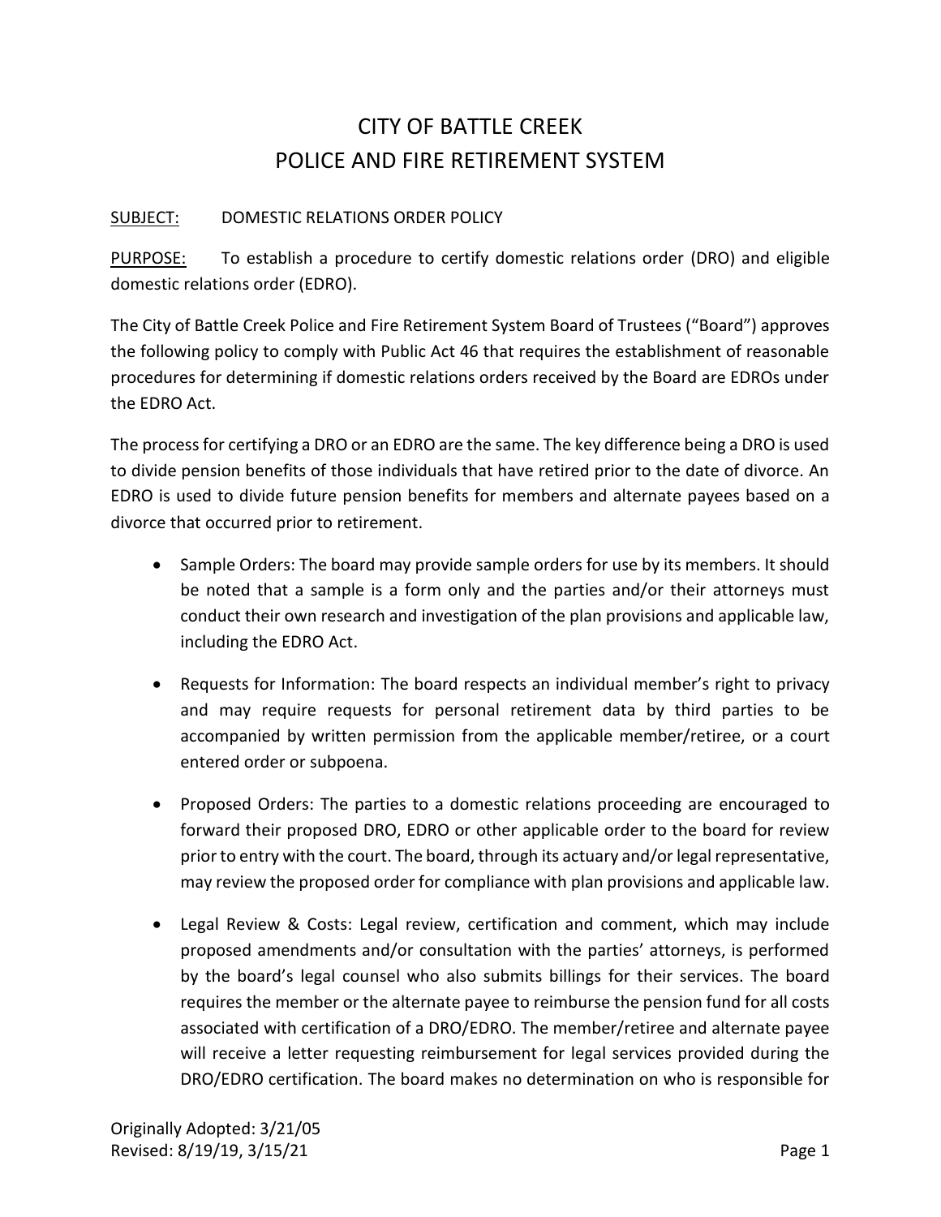# CITY OF BATTLE CREEK
# POLICE AND FIRE RETIREMENT SYSTEM

SUBJECT: DOMESTIC RELATIONS ORDER POLICY

PURPOSE: To establish a procedure to certify domestic relations order (DRO) and eligible domestic relations order (EDRO).

The City of Battle Creek Police and Fire Retirement System Board of Trustees ("Board") approves the following policy to comply with Public Act 46 that requires the establishment of reasonable procedures for determining if domestic relations orders received by the Board are EDROs under the EDRO Act.

The process for certifying a DRO or an EDRO are the same. The key difference being a DRO is used to divide pension benefits of those individuals that have retired prior to the date of divorce. An EDRO is used to divide future pension benefits for members and alternate payees based on a divorce that occurred prior to retirement.

- Sample Orders: The board may provide sample orders for use by its members. It should be noted that a sample is a form only and the parties and/or their attorneys must conduct their own research and investigation of the plan provisions and applicable law, including the EDRO Act.

- Requests for Information: The board respects an individual member's right to privacy and may require requests for personal retirement data by third parties to be accompanied by written permission from the applicable member/retiree, or a court entered order or subpoena.

- Proposed Orders: The parties to a domestic relations proceeding are encouraged to forward their proposed DRO, EDRO or other applicable order to the board for review prior to entry with the court. The board, through its actuary and/or legal representative, may review the proposed order for compliance with plan provisions and applicable law.

- Legal Review & Costs: Legal review, certification and comment, which may include proposed amendments and/or consultation with the parties' attorneys, is performed by the board's legal counsel who also submits billings for their services. The board requires the member or the alternate payee to reimburse the pension fund for all costs associated with certification of a DRO/EDRO. The member/retiree and alternate payee will receive a letter requesting reimbursement for legal services provided during the DRO/EDRO certification. The board makes no determination on who is responsible for

Originally Adopted: 3/21/05
Revised: 8/19/19, 3/15/21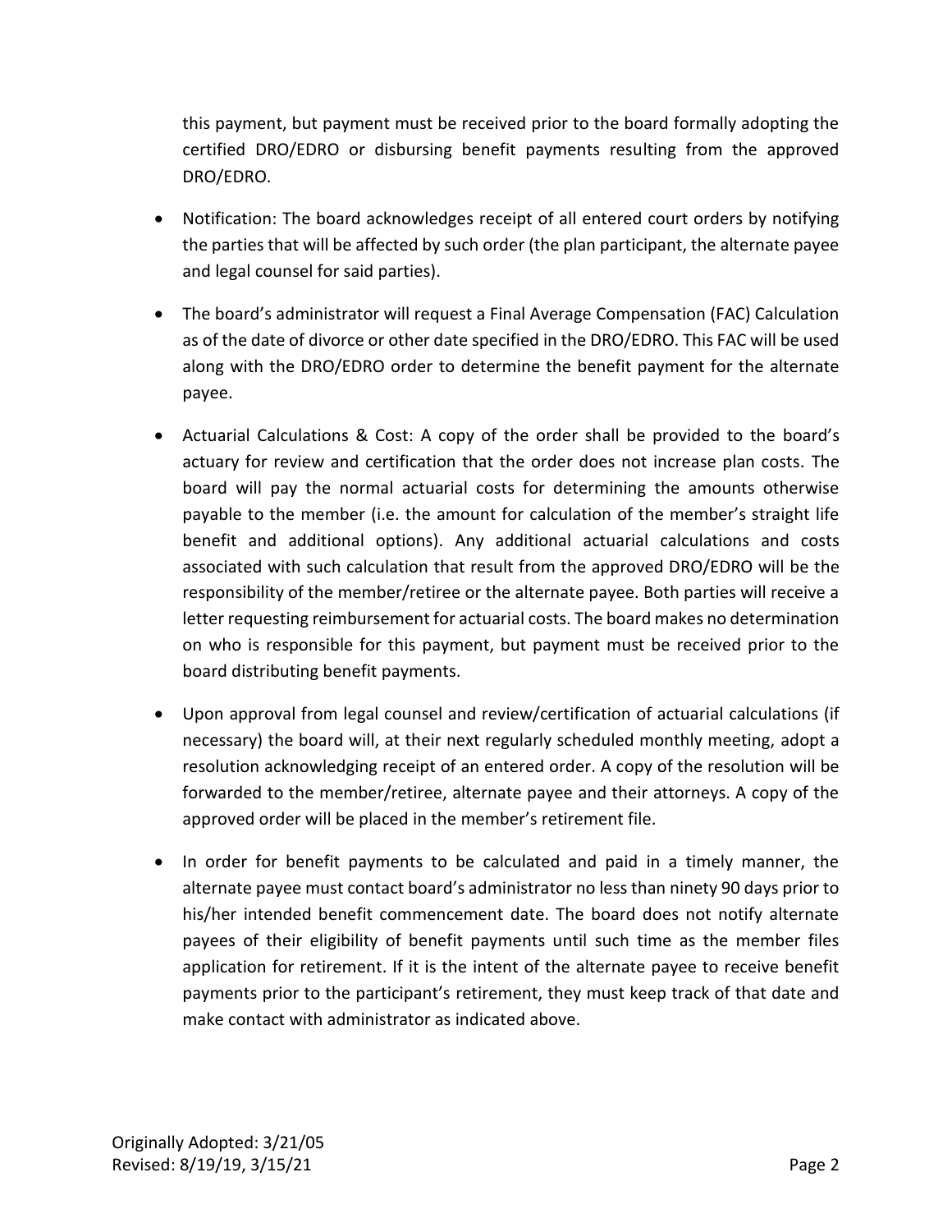this payment, but payment must be received prior to the board formally adopting the certified DRO/EDRO or disbursing benefit payments resulting from the approved DRO/EDRO.

- Notification: The board acknowledges receipt of all entered court orders by notifying the parties that will be affected by such order (the plan participant, the alternate payee and legal counsel for said parties).

- The board's administrator will request a Final Average Compensation (FAC) Calculation as of the date of divorce or other date specified in the DRO/EDRO. This FAC will be used along with the DRO/EDRO order to determine the benefit payment for the alternate payee.

- Actuarial Calculations & Cost: A copy of the order shall be provided to the board's actuary for review and certification that the order does not increase plan costs. The board will pay the normal actuarial costs for determining the amounts otherwise payable to the member (i.e. the amount for calculation of the member's straight life benefit and additional options). Any additional actuarial calculations and costs associated with such calculation that result from the approved DRO/EDRO will be the responsibility of the member/retiree or the alternate payee. Both parties will receive a letter requesting reimbursement for actuarial costs. The board makes no determination on who is responsible for this payment, but payment must be received prior to the board distributing benefit payments.

- Upon approval from legal counsel and review/certification of actuarial calculations (if necessary) the board will, at their next regularly scheduled monthly meeting, adopt a resolution acknowledging receipt of an entered order. A copy of the resolution will be forwarded to the member/retiree, alternate payee and their attorneys. A copy of the approved order will be placed in the member's retirement file.

- In order for benefit payments to be calculated and paid in a timely manner, the alternate payee must contact board's administrator no less than ninety 90 days prior to his/her intended benefit commencement date. The board does not notify alternate payees of their eligibility of benefit payments until such time as the member files application for retirement. If it is the intent of the alternate payee to receive benefit payments prior to the participant's retirement, they must keep track of that date and make contact with administrator as indicated above.

Originally Adopted: 3/21/05
Revised: 8/19/19, 3/15/21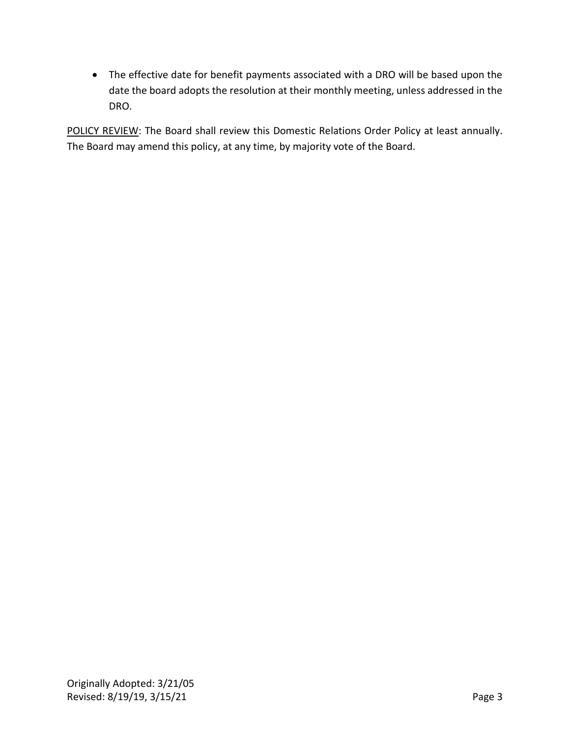- The effective date for benefit payments associated with a DRO will be based upon the date the board adopts the resolution at their monthly meeting, unless addressed in the DRO.

<u>POLICY REVIEW</u>: The Board shall review this Domestic Relations Order Policy at least annually. The Board may amend this policy, at any time, by majority vote of the Board.

Originally Adopted: 3/21/05
Revised: 8/19/19, 3/15/21